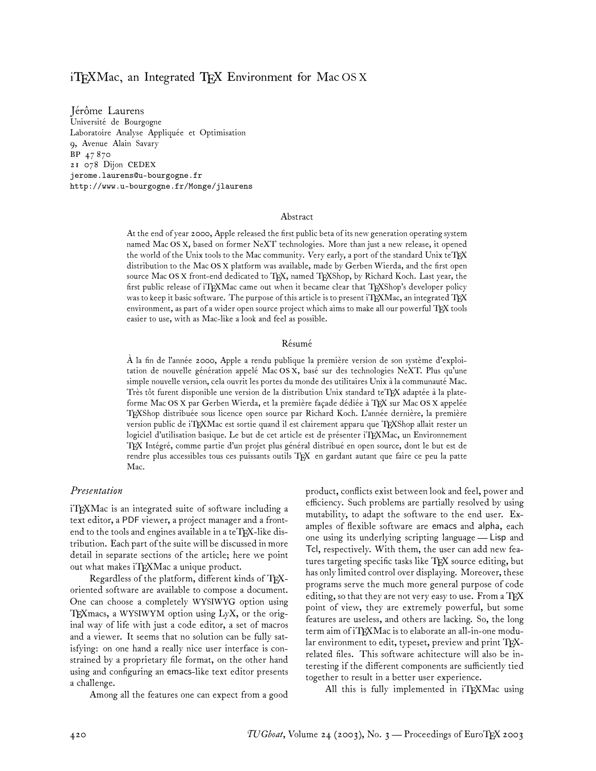# iTEXMac, an Integrated TEX Environment for Mac OS X

Jérôme Laurens
Université de Bourgogne
Laboratoire Analyse Appliquée et Optimisation
9, Avenue Alain Savary
BP 47 870
21 078 Dijon CEDEX
jerome.laurens@u-bourgogne.fr
http://www.u-bourgogne.fr/Monge/jlaurens

## Abstract

At the end of year 2000, Apple released the first public beta of its new generation operating system named Mac OS X, based on former NeXT technologies. More than just a new release, it opened the world of the Unix tools to the Mac community. Very early, a port of the standard Unix teTEX distribution to the Mac OS X platform was available, made by Gerben Wierda, and the first open source Mac OS X front-end dedicated to TEX, named TEXShop, by Richard Koch. Last year, the first public release of iTEXMac came out when it became clear that TEXShop's developer policy was to keep it basic software. The purpose of this article is to present iTEXMac, an integrated TEX environment, as part of a wider open source project which aims to make all our powerful TEX tools easier to use, with as Mac-like a look and feel as possible.

## Résumé

À la fin de l'année 2000, Apple a rendu publique la première version de son système d'exploitation de nouvelle génération appelé Mac OS X, basé sur des technologies NeXT. Plus qu'une simple nouvelle version, cela ouvrit les portes du monde des utilitaires Unix à la communauté Mac. Très tôt furent disponible une version de la distribution Unix standard teTEX adaptée à la plateforme Mac OS X par Gerben Wierda, et la première façade dédiée à TEX sur Mac OS X appelée TEXShop distribuée sous licence open source par Richard Koch. L'année dernière, la première version public de iTEXMac est sortie quand il est clairement apparu que TEXShop allait rester un logiciel d'utilisation basique. Le but de cet article est de présenter iTEXMac, un Environnement TEX Intégré, comme partie d'un projet plus général distribué en open source, dont le but est de rendre plus accessibles tous ces puissants outils TEX en gardant autant que faire ce peu la patte Mac.

## *Presentation*

iTEXMac is an integrated suite of software including a text editor, a PDF viewer, a project manager and a front-end to the tools and engines available in a teTEX-like distribution. Each part of the suite will be discussed in more detail in separate sections of the article; here we point out what makes iTEXMac a unique product.

Regardless of the platform, different kinds of TEX-oriented software are available to compose a document. One can choose a completely WYSIWYG option using TEXmacs, a WYSIWYM option using LyX, or the original way of life with just a code editor, a set of macros and a viewer. It seems that no solution can be fully satisfying: on one hand a really nice user interface is constrained by a proprietary file format, on the other hand using and configuring an emacs-like text editor presents a challenge.

Among all the features one can expect from a good product, conflicts exist between look and feel, power and efficiency. Such problems are partially resolved by using mutability, to adapt the software to the end user. Examples of flexible software are emacs and alpha, each one using its underlying scripting language — Lisp and Tcl, respectively. With them, the user can add new features targeting specific tasks like TEX source editing, but has only limited control over displaying. Moreover, these programs serve the much more general purpose of code editing, so that they are not very easy to use. From a TEX point of view, they are extremely powerful, but some features are useless, and others are lacking. So, the long term aim of iTEXMac is to elaborate an all-in-one modular environment to edit, typeset, preview and print TEX-related files. This software achitecture will also be interesting if the different components are sufficiently tied together to result in a better user experience.

All this is fully implemented in iTEXMac using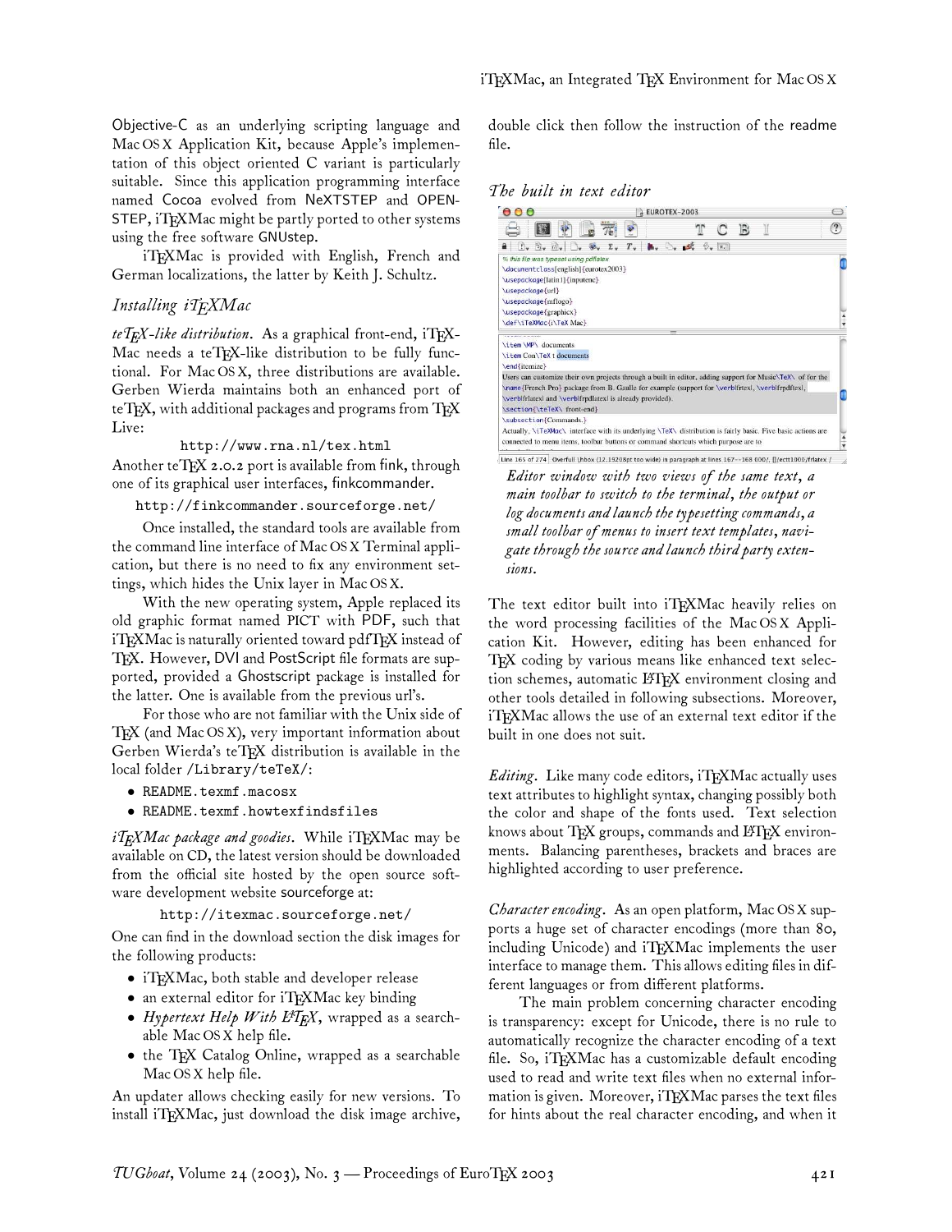Objective-C as an underlying scripting language and Mac OS X Application Kit, because Apple's implementation of this object oriented C variant is particularly suitable. Since this application programming interface named Cocoa evolved from NeXTSTEP and OPENSTEP, iTeXMac might be partly ported to other systems using the free software GNUstep.

iTeXMac is provided with English, French and German localizations, the latter by Keith J. Schultz.

## Installing iTeXMac

*teTeX-like distribution.* As a graphical front-end, iTeXMac needs a teTeX-like distribution to be fully functional. For Mac OS X, three distributions are available. Gerben Wierda maintains both an enhanced port of teTeX, with additional packages and programs from TeX Live:

`http://www.rna.nl/tex.html`

Another teTeX 2.0.2 port is available from fink, through one of its graphical user interfaces, finkcommander.

`http://finkcommander.sourceforge.net/`

Once installed, the standard tools are available from the command line interface of Mac OS X Terminal application, but there is no need to fix any environment settings, which hides the Unix layer in Mac OS X.

With the new operating system, Apple replaced its old graphic format named PICT with PDF, such that iTeXMac is naturally oriented toward pdfTeX instead of TeX. However, DVI and PostScript file formats are supported, provided a Ghostscript package is installed for the latter. One is available from the previous url's.

For those who are not familiar with the Unix side of TeX (and Mac OS X), very important information about Gerben Wierda's teTeX distribution is available in the local folder `/Library/teTeX/`:

- `README.texmf.macosx`
- `README.texmf.howtexfindsfiles`

*iTeXMac package and goodies.* While iTeXMac may be available on CD, the latest version should be downloaded from the official site hosted by the open source software development website sourceforge at:

`http://itexmac.sourceforge.net/`

One can find in the download section the disk images for the following products:

- iTeXMac, both stable and developer release
- an external editor for iTeXMac key binding
- *Hypertext Help With LaTeX*, wrapped as a searchable Mac OS X help file.
- the TeX Catalog Online, wrapped as a searchable Mac OS X help file.

An updater allows checking easily for new versions. To install iTeXMac, just download the disk image archive, double click then follow the instruction of the readme file.

## The built in text editor

*Editor window with two views of the same text, a main toolbar to switch to the terminal, the output or log documents and launch the typesetting commands, a small toolbar of menus to insert text templates, navigate through the source and launch third party extensions.*

The text editor built into iTeXMac heavily relies on the word processing facilities of the Mac OS X Application Kit. However, editing has been enhanced for TeX coding by various means like enhanced text selection schemes, automatic LaTeX environment closing and other tools detailed in following subsections. Moreover, iTeXMac allows the use of an external text editor if the built in one does not suit.

*Editing.* Like many code editors, iTeXMac actually uses text attributes to highlight syntax, changing possibly both the color and shape of the fonts used. Text selection knows about TeX groups, commands and LaTeX environments. Balancing parentheses, brackets and braces are highlighted according to user preference.

*Character encoding.* As an open platform, Mac OS X supports a huge set of character encodings (more than 80, including Unicode) and iTeXMac implements the user interface to manage them. This allows editing files in different languages or from different platforms.

The main problem concerning character encoding is transparency: except for Unicode, there is no rule to automatically recognize the character encoding of a text file. So, iTeXMac has a customizable default encoding used to read and write text files when no external information is given. Moreover, iTeXMac parses the text files for hints about the real character encoding, and when it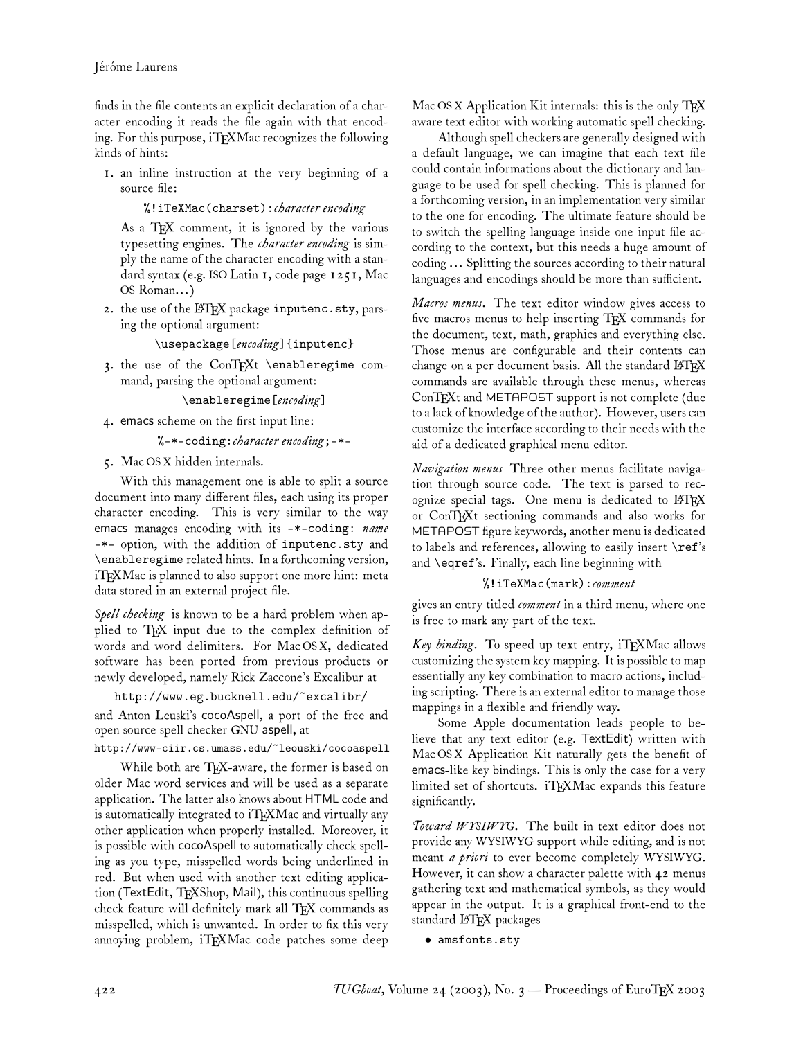finds in the file contents an explicit declaration of a character encoding it reads the file again with that encoding. For this purpose, iTeXMac recognizes the following kinds of hints:

1. an inline instruction at the very beginning of a source file:

   `%!iTeXMac(charset)`: *character encoding*

   As a TeX comment, it is ignored by the various typesetting engines. The *character encoding* is simply the name of the character encoding with a standard syntax (e.g. ISO Latin 1, code page 1251, Mac OS Roman...)
2. the use of the LaTeX package `inputenc.sty`, parsing the optional argument:

   `\usepackage[`*encoding*`]{inputenc}`
3. the use of the ConTeXt `\enableregime` command, parsing the optional argument:

   `\enableregime[`*encoding*`]`
4. emacs scheme on the first input line:

   `%-*-coding:`*character encoding*`;-*-`
5. Mac OS X hidden internals.

With this management one is able to split a source document into many different files, each using its proper character encoding. This is very similar to the way emacs manages encoding with its `-*-coding:` *name* `-*-` option, with the addition of `inputenc.sty` and `\enableregime` related hints. In a forthcoming version, iTeXMac is planned to also support one more hint: meta data stored in an external project file.

*Spell checking* is known to be a hard problem when applied to TeX input due to the complex definition of words and word delimiters. For Mac OS X, dedicated software has been ported from previous products or newly developed, namely Rick Zaccone's Excalibur at

`http://www.eg.bucknell.edu/~excalibr/`

and Anton Leuski's cocoAspell, a port of the free and open source spell checker GNU aspell, at

`http://www-ciir.cs.umass.edu/~leouski/cocoaspell`

While both are TeX-aware, the former is based on older Mac word services and will be used as a separate application. The latter also knows about HTML code and is automatically integrated to iTeXMac and virtually any other application when properly installed. Moreover, it is possible with cocoAspell to automatically check spelling as you type, misspelled words being underlined in red. But when used with another text editing application (TextEdit, TeXShop, Mail), this continuous spelling check feature will definitely mark all TeX commands as misspelled, which is unwanted. In order to fix this very annoying problem, iTeXMac code patches some deep Mac OS X Application Kit internals: this is the only TeX aware text editor with working automatic spell checking.

Although spell checkers are generally designed with a default language, we can imagine that each text file could contain informations about the dictionary and language to be used for spell checking. This is planned for a forthcoming version, in an implementation very similar to the one for encoding. The ultimate feature should be to switch the spelling language inside one input file according to the context, but this needs a huge amount of coding ... Splitting the sources according to their natural languages and encodings should be more than sufficient.

*Macros menus.* The text editor window gives access to five macros menus to help inserting TeX commands for the document, text, math, graphics and everything else. Those menus are configurable and their contents can change on a per document basis. All the standard LaTeX commands are available through these menus, whereas ConTeXt and METAPOST support is not complete (due to a lack of knowledge of the author). However, users can customize the interface according to their needs with the aid of a dedicated graphical menu editor.

*Navigation menus* Three other menus facilitate navigation through source code. The text is parsed to recognize special tags. One menu is dedicated to LaTeX or ConTeXt sectioning commands and also works for METAPOST figure keywords, another menu is dedicated to labels and references, allowing to easily insert `\ref`'s and `\eqref`'s. Finally, each line beginning with

`%!iTeXMac(mark)`: *comment*

gives an entry titled *comment* in a third menu, where one is free to mark any part of the text.

*Key binding.* To speed up text entry, iTeXMac allows customizing the system key mapping. It is possible to map essentially any key combination to macro actions, including scripting. There is an external editor to manage those mappings in a flexible and friendly way.

Some Apple documentation leads people to believe that any text editor (e.g. TextEdit) written with Mac OS X Application Kit naturally gets the benefit of emacs-like key bindings. This is only the case for a very limited set of shortcuts. iTeXMac expands this feature significantly.

*Toward WYSIWYG.* The built in text editor does not provide any WYSIWYG support while editing, and is not meant *a priori* to ever become completely WYSIWYG. However, it can show a character palette with 42 menus gathering text and mathematical symbols, as they would appear in the output. It is a graphical front-end to the standard LaTeX packages

- `amsfonts.sty`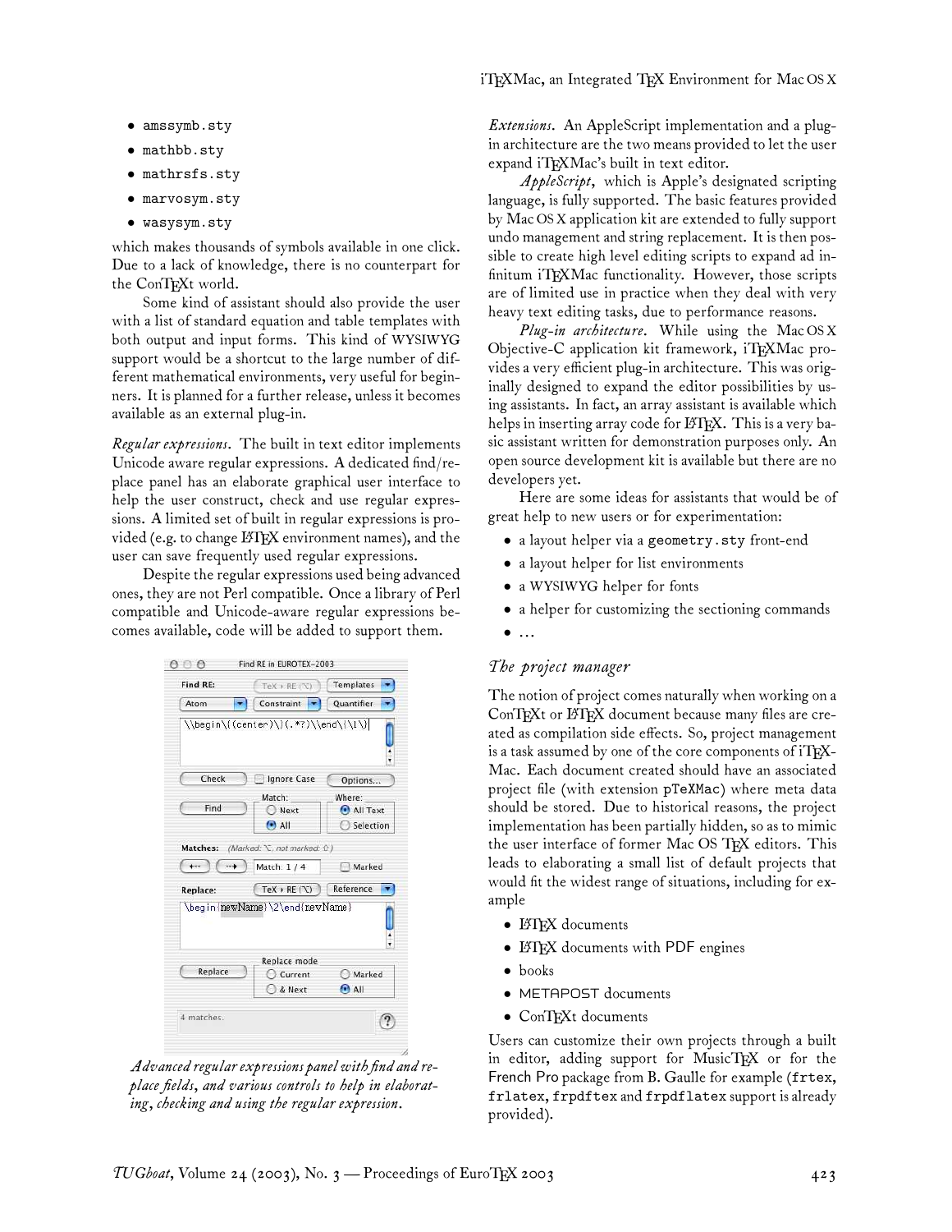- amssymb.sty
- mathbb.sty
- mathrsfs.sty
- marvosym.sty
- wasysym.sty

which makes thousands of symbols available in one click. Due to a lack of knowledge, there is no counterpart for the ConTEXt world.

Some kind of assistant should also provide the user with a list of standard equation and table templates with both output and input forms. This kind of WYSIWYG support would be a shortcut to the large number of different mathematical environments, very useful for beginners. It is planned for a further release, unless it becomes available as an external plug-in.

*Regular expressions.* The built in text editor implements Unicode aware regular expressions. A dedicated find/replace panel has an elaborate graphical user interface to help the user construct, check and use regular expressions. A limited set of built in regular expressions is provided (e.g. to change LATEX environment names), and the user can save frequently used regular expressions.

Despite the regular expressions used being advanced ones, they are not Perl compatible. Once a library of Perl compatible and Unicode-aware regular expressions becomes available, code will be added to support them.

*Advanced regular expressions panel with find and replace fields, and various controls to help in elaborating, checking and using the regular expression.*

*Extensions.* An AppleScript implementation and a plug-in architecture are the two means provided to let the user expand iTEXMac's built in text editor.

*AppleScript*, which is Apple's designated scripting language, is fully supported. The basic features provided by Mac OS X application kit are extended to fully support undo management and string replacement. It is then possible to create high level editing scripts to expand ad infinitum iTEXMac functionality. However, those scripts are of limited use in practice when they deal with very heavy text editing tasks, due to performance reasons.

*Plug-in architecture.* While using the Mac OS X Objective-C application kit framework, iTEXMac provides a very efficient plug-in architecture. This was originally designed to expand the editor possibilities by using assistants. In fact, an array assistant is available which helps in inserting array code for LATEX. This is a very basic assistant written for demonstration purposes only. An open source development kit is available but there are no developers yet.

Here are some ideas for assistants that would be of great help to new users or for experimentation:

- a layout helper via a geometry.sty front-end
- a layout helper for list environments
- a WYSIWYG helper for fonts
- a helper for customizing the sectioning commands
- …

## The project manager

The notion of project comes naturally when working on a ConTEXt or LATEX document because many files are created as compilation side effects. So, project management is a task assumed by one of the core components of iTEXMac. Each document created should have an associated project file (with extension pTeXMac) where meta data should be stored. Due to historical reasons, the project implementation has been partially hidden, so as to mimic the user interface of former Mac OS TEX editors. This leads to elaborating a small list of default projects that would fit the widest range of situations, including for example

- LATEX documents
- LATEX documents with PDF engines
- books
- METAPOST documents
- ConTEXt documents

Users can customize their own projects through a built in editor, adding support for MusicTEX or for the French Pro package from B. Gaulle for example (frtex, frlatex, frpdftex and frpdflatex support is already provided).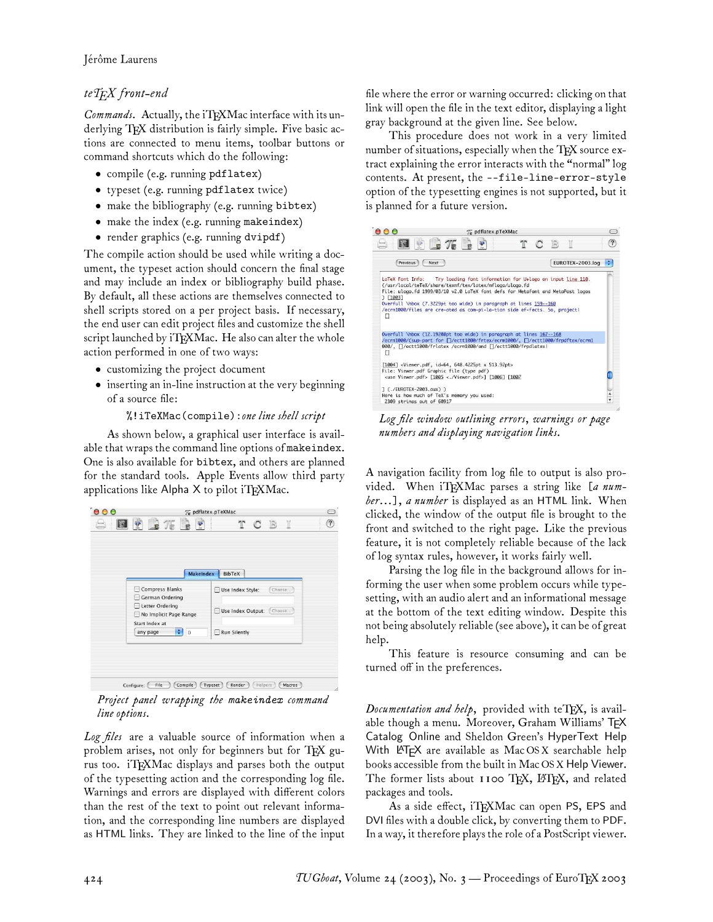### teTeX front-end

*Commands.* Actually, the iTeXMac interface with its underlying TeX distribution is fairly simple. Five basic actions are connected to menu items, toolbar buttons or command shortcuts which do the following:

- compile (e.g. running `pdflatex`)
- typeset (e.g. running `pdflatex` twice)
- make the bibliography (e.g. running `bibtex`)
- make the index (e.g. running `makeindex`)
- render graphics (e.g. running `dvipdf`)

The compile action should be used while writing a document, the typeset action should concern the final stage and may include an index or bibliography build phase. By default, all these actions are themselves connected to shell scripts stored on a per project basis. If necessary, the end user can edit project files and customize the shell script launched by iTeXMac. He also can alter the whole action performed in one of two ways:

- customizing the project document
- inserting an in-line instruction at the very beginning of a source file:

  `%!iTeXMac(compile)`:*one line shell script*

As shown below, a graphical user interface is available that wraps the command line options of `makeindex`. One is also available for `bibtex`, and others are planned for the standard tools. Apple Events allow third party applications like Alpha X to pilot iTeXMac.

*Project panel wrapping the `makeindex` command line options.*

*Log files* are a valuable source of information when a problem arises, not only for beginners but for TeX gurus too. iTeXMac displays and parses both the output of the typesetting action and the corresponding log file. Warnings and errors are displayed with different colors than the rest of the text to point out relevant information, and the corresponding line numbers are displayed as HTML links. They are linked to the line of the input file where the error or warning occurred: clicking on that link will open the file in the text editor, displaying a light gray background at the given line. See below.

This procedure does not work in a very limited number of situations, especially when the TeX source extract explaining the error interacts with the "normal" log contents. At present, the `--file-line-error-style` option of the typesetting engines is not supported, but it is planned for a future version.

*Log file window outlining errors, warnings or page numbers and displaying navigation links.*

A navigation facility from log file to output is also provided. When iTeXMac parses a string like [*a number*...], *a number* is displayed as an HTML link. When clicked, the window of the output file is brought to the front and switched to the right page. Like the previous feature, it is not completely reliable because of the lack of log syntax rules, however, it works fairly well.

Parsing the log file in the background allows for informing the user when some problem occurs while typesetting, with an audio alert and an informational message at the bottom of the text editing window. Despite this not being absolutely reliable (see above), it can be of great help.

This feature is resource consuming and can be turned off in the preferences.

*Documentation and help,* provided with teTeX, is available though a menu. Moreover, Graham Williams' TeX Catalog Online and Sheldon Green's HyperText Help With LaTeX are available as Mac OS X searchable help books accessible from the built in Mac OS X Help Viewer. The former lists about 1100 TeX, LaTeX, and related packages and tools.

As a side effect, iTeXMac can open PS, EPS and DVI files with a double click, by converting them to PDF. In a way, it therefore plays the role of a PostScript viewer.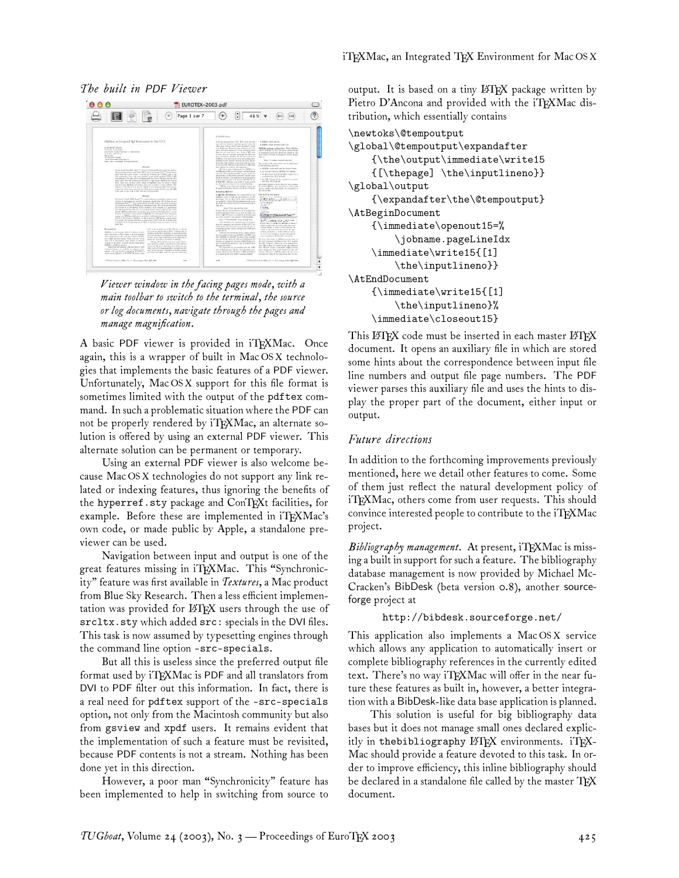### The built in PDF Viewer

*Viewer window in the facing pages mode, with a main toolbar to switch to the terminal, the source or log documents, navigate through the pages and manage magnification.*

A basic PDF viewer is provided in iTeXMac. Once again, this is a wrapper of built in Mac OS X technologies that implements the basic features of a PDF viewer. Unfortunately, Mac OS X support for this file format is sometimes limited with the output of the `pdftex` command. In such a problematic situation where the PDF can not be properly rendered by iTeXMac, an alternate solution is offered by using an external PDF viewer. This alternate solution can be permanent or temporary.

Using an external PDF viewer is also welcome because Mac OS X technologies do not support any link related or indexing features, thus ignoring the benefits of the `hyperref.sty` package and ConTeXt facilities, for example. Before these are implemented in iTeXMac's own code, or made public by Apple, a standalone previewer can be used.

Navigation between input and output is one of the great features missing in iTeXMac. This "Synchronicity" feature was first available in *Textures*, a Mac product from Blue Sky Research. Then a less efficient implementation was provided for LaTeX users through the use of `srcltx.sty` which added `src:` specials in the DVI files. This task is now assumed by typesetting engines through the command line option `-src-specials`.

But all this is useless since the preferred output file format used by iTeXMac is PDF and all translators from DVI to PDF filter out this information. In fact, there is a real need for `pdftex` support of the `-src-specials` option, not only from the Macintosh community but also from `gsview` and `xpdf` users. It remains evident that the implementation of such a feature must be revisited, because PDF contents is not a stream. Nothing has been done yet in this direction.

However, a poor man "Synchronicity" feature has been implemented to help in switching from source to output. It is based on a tiny LaTeX package written by Pietro D'Ancona and provided with the iTeXMac distribution, which essentially contains

```
\newtoks\@tempoutput
\global\@tempoutput\expandafter
    {\the\output\immediate\write15
    {[\thepage] \the\inputlineno}}
\global\output
    {\expandafter\the\@tempoutput}
\AtBeginDocument
    {\immediate\openout15=%
        \jobname.pageLineIdx
    \immediate\write15{[1]
        \the\inputlineno}}
\AtEndDocument
    {\immediate\write15{[1]
        \the\inputlineno}%
    \immediate\closeout15}
```

This LaTeX code must be inserted in each master LaTeX document. It opens an auxiliary file in which are stored some hints about the correspondence between input file line numbers and output file page numbers. The PDF viewer parses this auxiliary file and uses the hints to display the proper part of the document, either input or output.

### Future directions

In addition to the forthcoming improvements previously mentioned, here we detail other features to come. Some of them just reflect the natural development policy of iTeXMac, others come from user requests. This should convince interested people to contribute to the iTeXMac project.

*Bibliography management.* At present, iTeXMac is missing a built in support for such a feature. The bibliography database management is now provided by Michael McCracken's BibDesk (beta version 0.8), another sourceforge project at

http://bibdesk.sourceforge.net/

This application also implements a Mac OS X service which allows any application to automatically insert or complete bibliography references in the currently edited text. There's no way iTeXMac will offer in the near future these features as built in, however, a better integration with a BibDesk-like data base application is planned.

This solution is useful for big bibliography data bases but it does not manage small ones declared explicitly in `thebibliography` LaTeX environments. iTeXMac should provide a feature devoted to this task. In order to improve efficiency, this inline bibliography should be declared in a standalone file called by the master TeX document.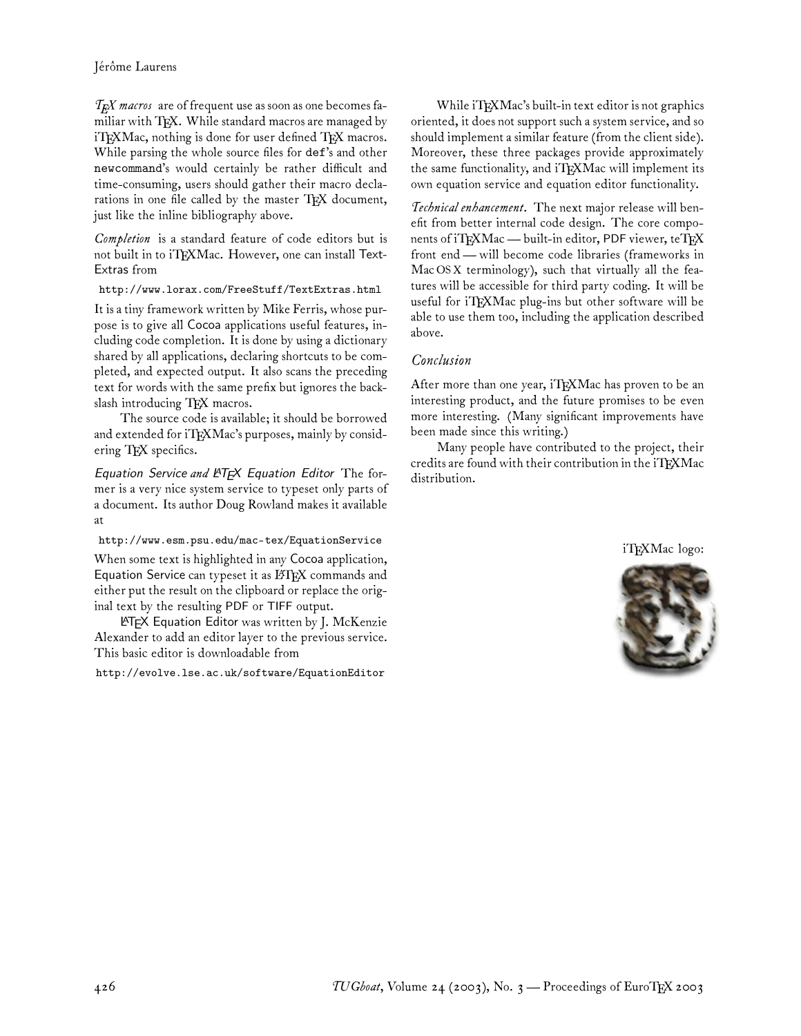*TeX macros* are of frequent use as soon as one becomes familiar with TeX. While standard macros are managed by iTeXMac, nothing is done for user defined TeX macros. While parsing the whole source files for `def`'s and other `newcommand`'s would certainly be rather difficult and time-consuming, users should gather their macro declarations in one file called by the master TeX document, just like the inline bibliography above.

*Completion* is a standard feature of code editors but is not built in to iTeXMac. However, one can install TextExtras from

`http://www.lorax.com/FreeStuff/TextExtras.html`

It is a tiny framework written by Mike Ferris, whose purpose is to give all Cocoa applications useful features, including code completion. It is done by using a dictionary shared by all applications, declaring shortcuts to be completed, and expected output. It also scans the preceding text for words with the same prefix but ignores the backslash introducing TeX macros.

The source code is available; it should be borrowed and extended for iTeXMac's purposes, mainly by considering TeX specifics.

*Equation Service and LaTeX Equation Editor* The former is a very nice system service to typeset only parts of a document. Its author Doug Rowland makes it available at

`http://www.esm.psu.edu/mac-tex/EquationService`

When some text is highlighted in any Cocoa application, Equation Service can typeset it as LaTeX commands and either put the result on the clipboard or replace the original text by the resulting PDF or TIFF output.

LaTeX Equation Editor was written by J. McKenzie Alexander to add an editor layer to the previous service. This basic editor is downloadable from

`http://evolve.lse.ac.uk/software/EquationEditor`

While iTeXMac's built-in text editor is not graphics oriented, it does not support such a system service, and so should implement a similar feature (from the client side). Moreover, these three packages provide approximately the same functionality, and iTeXMac will implement its own equation service and equation editor functionality.

*Technical enhancement.* The next major release will benefit from better internal code design. The core components of iTeXMac — built-in editor, PDF viewer, teTeX front end — will become code libraries (frameworks in Mac OS X terminology), such that virtually all the features will be accessible for third party coding. It will be useful for iTeXMac plug-ins but other software will be able to use them too, including the application described above.

## *Conclusion*

After more than one year, iTeXMac has proven to be an interesting product, and the future promises to be even more interesting. (Many significant improvements have been made since this writing.)

Many people have contributed to the project, their credits are found with their contribution in the iTeXMac distribution.

iTeXMac logo: